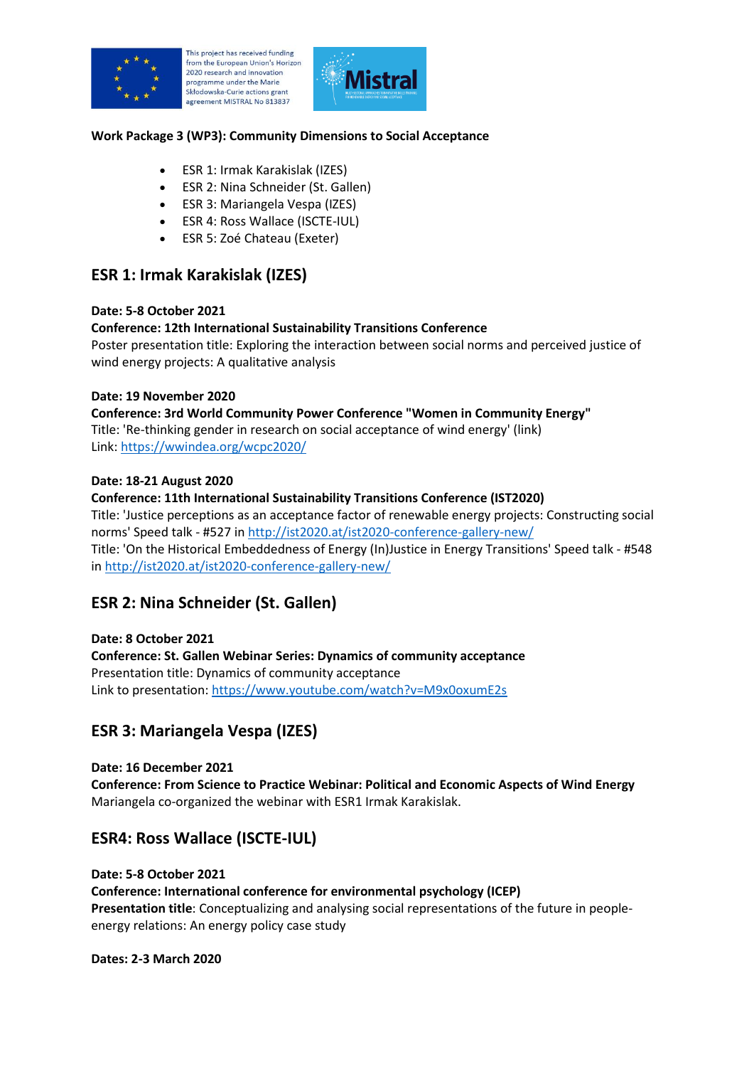This project has received funding from the European Union's Horizon 2020 research and innovation programme under the Marie Skłodowska-Curie actions grant agreement MISTRAL No 813837

**Work Package 3 (WP3): Community Dimensions to Social Acceptance**

- ESR 1: Irmak Karakislak (IZES)
- ESR 2: Nina Schneider (St. Gallen)
- ESR 3: Mariangela Vespa (IZES)
- ESR 4: Ross Wallace (ISCTE-IUL)
- ESR 5: Zoé Chateau (Exeter)

## ESR 1: Irmak Karakislak (IZES)

**Date: 5-8 October 2021**
**Conference: 12th International Sustainability Transitions Conference**
Poster presentation title: Exploring the interaction between social norms and perceived justice of wind energy projects: A qualitative analysis

**Date: 19 November 2020**
**Conference: 3rd World Community Power Conference "Women in Community Energy"**
Title: 'Re-thinking gender in research on social acceptance of wind energy' (link)
Link: https://wwindea.org/wcpc2020/

**Date: 18-21 August 2020**
**Conference: 11th International Sustainability Transitions Conference (IST2020)**
Title: 'Justice perceptions as an acceptance factor of renewable energy projects: Constructing social norms' Speed talk - #527 in http://ist2020.at/ist2020-conference-gallery-new/
Title: 'On the Historical Embeddedness of Energy (In)Justice in Energy Transitions' Speed talk - #548 in http://ist2020.at/ist2020-conference-gallery-new/

## ESR 2: Nina Schneider (St. Gallen)

**Date: 8 October 2021**
**Conference: St. Gallen Webinar Series: Dynamics of community acceptance**
Presentation title: Dynamics of community acceptance
Link to presentation: https://www.youtube.com/watch?v=M9x0oxumE2s

## ESR 3: Mariangela Vespa (IZES)

**Date: 16 December 2021**
**Conference: From Science to Practice Webinar: Political and Economic Aspects of Wind Energy**
Mariangela co-organized the webinar with ESR1 Irmak Karakislak.

## ESR4: Ross Wallace (ISCTE-IUL)

**Date: 5-8 October 2021**
**Conference: International conference for environmental psychology (ICEP)**
**Presentation title**: Conceptualizing and analysing social representations of the future in people-energy relations: An energy policy case study

**Dates: 2-3 March 2020**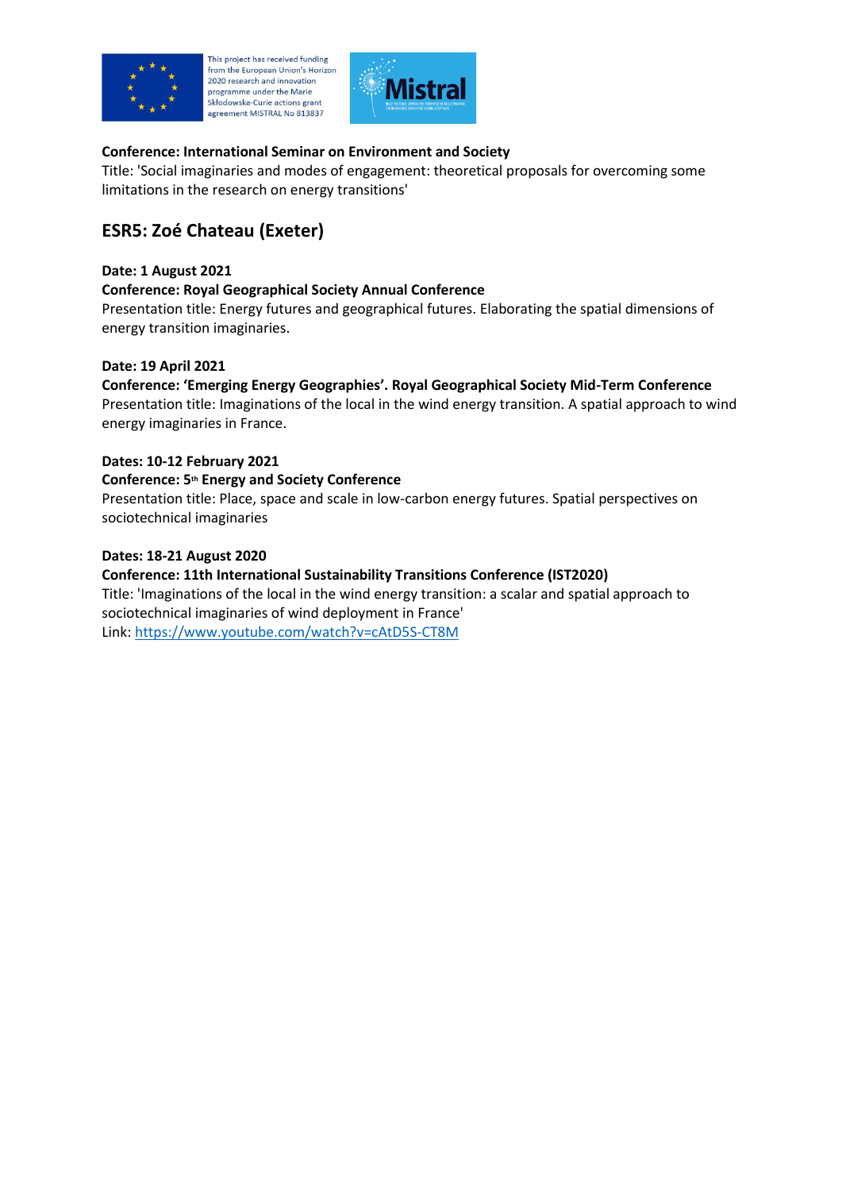**Conference: International Seminar on Environment and Society**
Title: 'Social imaginaries and modes of engagement: theoretical proposals for overcoming some limitations in the research on energy transitions'

## ESR5: Zoé Chateau (Exeter)

**Date: 1 August 2021**
**Conference: Royal Geographical Society Annual Conference**
Presentation title: Energy futures and geographical futures. Elaborating the spatial dimensions of energy transition imaginaries.

**Date: 19 April 2021**
**Conference: 'Emerging Energy Geographies'. Royal Geographical Society Mid-Term Conference**
Presentation title: Imaginations of the local in the wind energy transition. A spatial approach to wind energy imaginaries in France.

**Dates: 10-12 February 2021**
**Conference: 5th Energy and Society Conference**
Presentation title: Place, space and scale in low-carbon energy futures. Spatial perspectives on sociotechnical imaginaries

**Dates: 18-21 August 2020**
**Conference: 11th International Sustainability Transitions Conference (IST2020)**
Title: 'Imaginations of the local in the wind energy transition: a scalar and spatial approach to sociotechnical imaginaries of wind deployment in France'
Link: https://www.youtube.com/watch?v=cAtD5S-CT8M